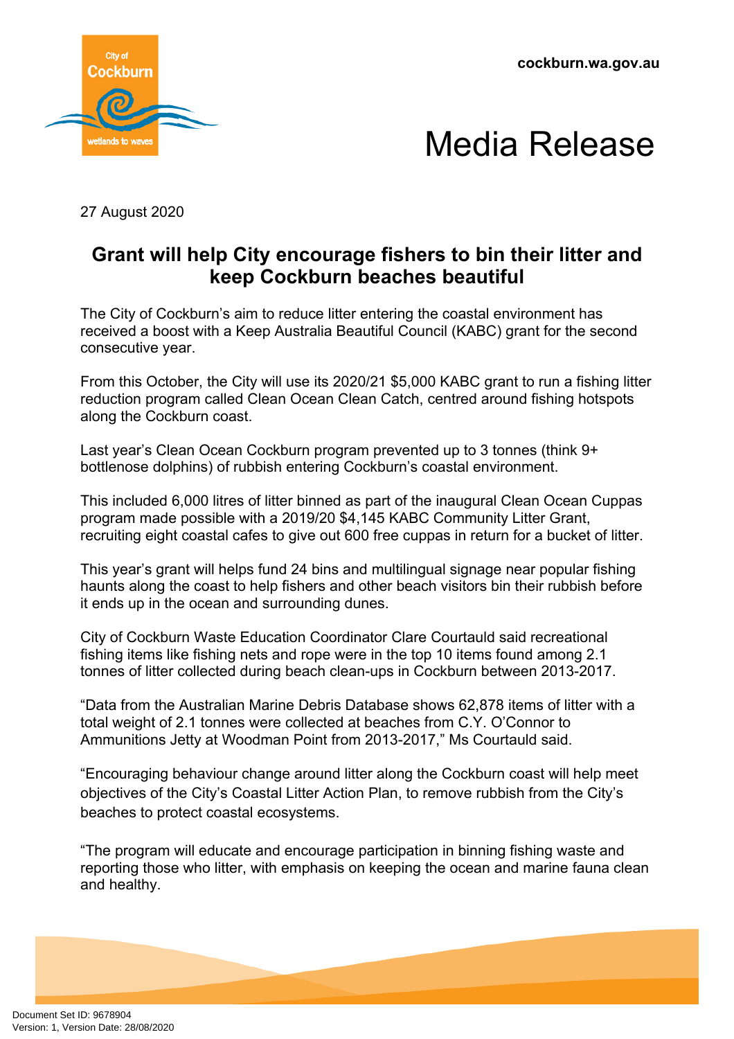cockburn.wa.gov.au

# Media Release

27 August 2020

## Grant will help City encourage fishers to bin their litter and keep Cockburn beaches beautiful

The City of Cockburn's aim to reduce litter entering the coastal environment has received a boost with a Keep Australia Beautiful Council (KABC) grant for the second consecutive year.

From this October, the City will use its 2020/21 $5,000 KABC grant to run a fishing litter reduction program called Clean Ocean Clean Catch, centred around fishing hotspots along the Cockburn coast.

Last year's Clean Ocean Cockburn program prevented up to 3 tonnes (think 9+ bottlenose dolphins) of rubbish entering Cockburn's coastal environment.

This included 6,000 litres of litter binned as part of the inaugural Clean Ocean Cuppas program made possible with a 2019/20 $4,145 KABC Community Litter Grant, recruiting eight coastal cafes to give out 600 free cuppas in return for a bucket of litter.

This year's grant will helps fund 24 bins and multilingual signage near popular fishing haunts along the coast to help fishers and other beach visitors bin their rubbish before it ends up in the ocean and surrounding dunes.

City of Cockburn Waste Education Coordinator Clare Courtauld said recreational fishing items like fishing nets and rope were in the top 10 items found among 2.1 tonnes of litter collected during beach clean-ups in Cockburn between 2013-2017.

"Data from the Australian Marine Debris Database shows 62,878 items of litter with a total weight of 2.1 tonnes were collected at beaches from C.Y. O'Connor to Ammunitions Jetty at Woodman Point from 2013-2017," Ms Courtauld said.

"Encouraging behaviour change around litter along the Cockburn coast will help meet objectives of the City's Coastal Litter Action Plan, to remove rubbish from the City's beaches to protect coastal ecosystems.

"The program will educate and encourage participation in binning fishing waste and reporting those who litter, with emphasis on keeping the ocean and marine fauna clean and healthy.

Document Set ID: 9678904
Version: 1, Version Date: 28/08/2020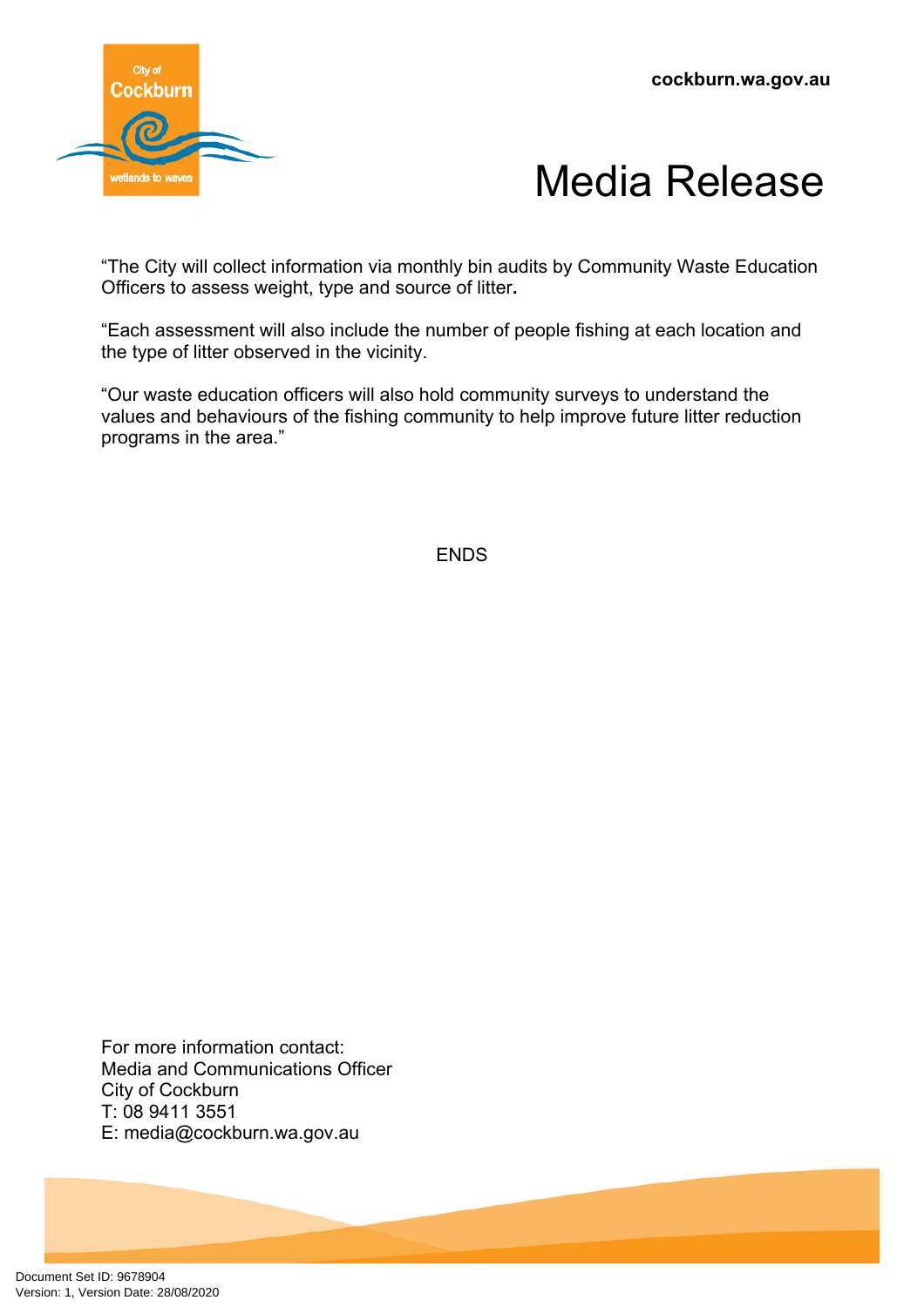“The City will collect information via monthly bin audits by Community Waste Education Officers to assess weight, type and source of litter**.**

“Each assessment will also include the number of people fishing at each location and the type of litter observed in the vicinity.

“Our waste education officers will also hold community surveys to understand the values and behaviours of the fishing community to help improve future litter reduction programs in the area.”

ENDS

For more information contact:
Media and Communications Officer
City of Cockburn
T: 08 9411 3551
E: media@cockburn.wa.gov.au